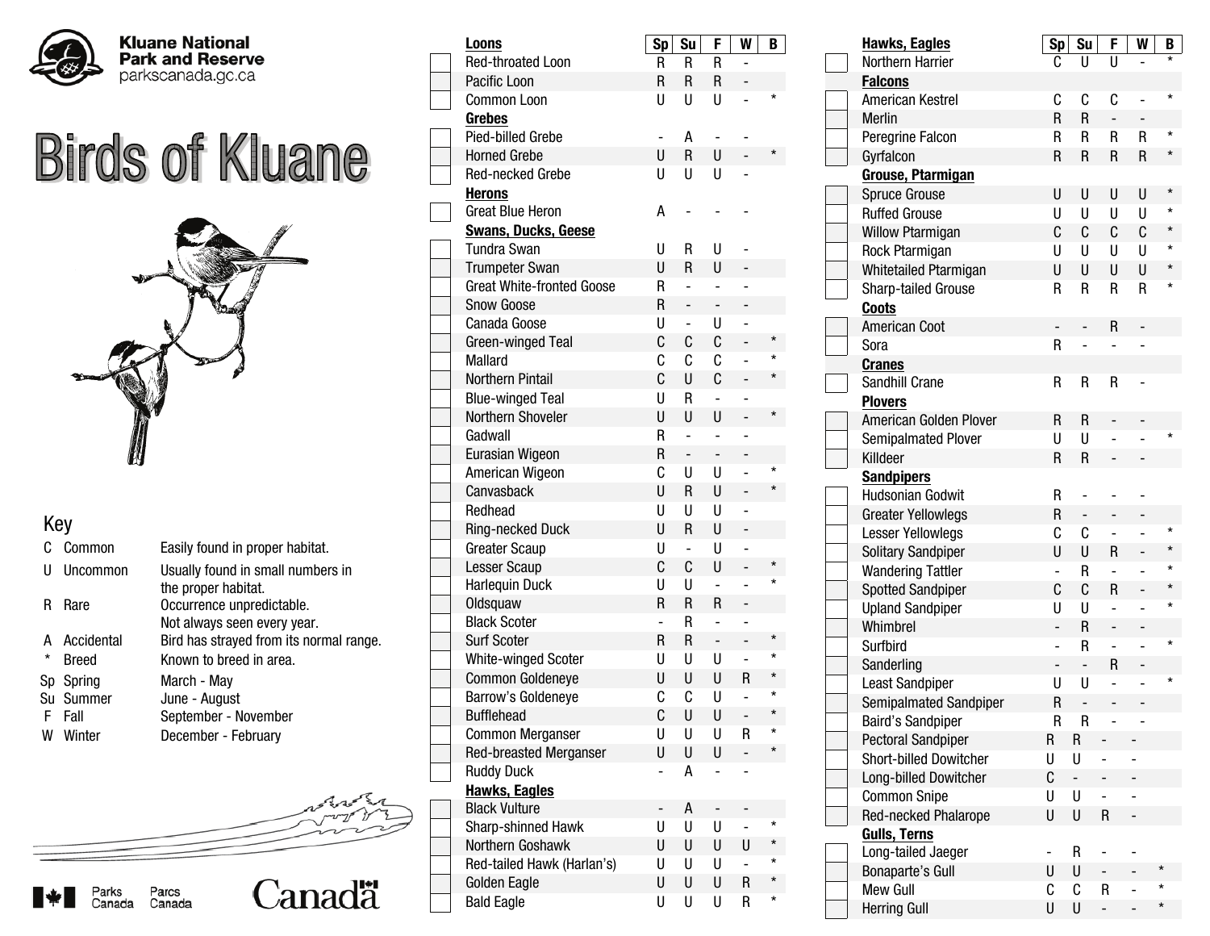Kluane National Park and Reserve
parkscanada.gc.ca

# Birds of Kluane

## Key

| | | |
|---|---|---|
| C | Common | Easily found in proper habitat. |
| U | Uncommon | Usually found in small numbers in the proper habitat. |
| R | Rare | Occurrence unpredictable. Not always seen every year. |
| A | Accidental | Bird has strayed from its normal range. |
| * | Breed | Known to breed in area. |
| Sp | Spring | March - May |
| Su | Summer | June - August |
| F | Fall | September - November |
| W | Winter | December - February |

Parks Canada Parcs Canada

Canada

| Species | Sp | Su | F | W | B |
|---|---|---|---|---|---|
| **Loons** | | | | | |
| Red-throated Loon | R | R | R | - | |
| Pacific Loon | R | R | R | - | |
| Common Loon | U | U | U | - | * |
| **Grebes** | | | | | |
| Pied-billed Grebe | - | A | - | - | |
| Horned Grebe | U | R | U | - | * |
| Red-necked Grebe | U | U | U | - | |
| **Herons** | | | | | |
| Great Blue Heron | A | - | - | - | |
| **Swans, Ducks, Geese** | | | | | |
| Tundra Swan | U | R | U | - | |
| Trumpeter Swan | U | R | U | - | |
| Great White-fronted Goose | R | - | - | - | |
| Snow Goose | R | - | - | - | |
| Canada Goose | U | - | U | - | |
| Green-winged Teal | C | C | C | - | * |
| Mallard | C | C | C | - | * |
| Northern Pintail | C | U | C | - | * |
| Blue-winged Teal | U | R | - | - | |
| Northern Shoveler | U | U | U | - | * |
| Gadwall | R | - | - | - | |
| Eurasian Wigeon | R | - | - | - | |
| American Wigeon | C | U | U | - | * |
| Canvasback | U | R | U | - | * |
| Redhead | U | U | U | - | |
| Ring-necked Duck | U | R | U | - | |
| Greater Scaup | U | - | U | - | |
| Lesser Scaup | C | C | U | - | * |
| Harlequin Duck | U | U | - | - | * |
| Oldsquaw | R | R | R | - | |
| Black Scoter | - | R | - | - | |
| Surf Scoter | R | R | - | - | * |
| White-winged Scoter | U | U | U | - | * |
| Common Goldeneye | U | U | U | R | * |
| Barrow's Goldeneye | C | C | U | - | * |
| Bufflehead | C | U | U | - | * |
| Common Merganser | U | U | U | R | * |
| Red-breasted Merganser | U | U | U | - | * |
| Ruddy Duck | - | A | - | - | |
| **Hawks, Eagles** | | | | | |
| Black Vulture | - | A | - | - | |
| Sharp-shinned Hawk | U | U | U | - | * |
| Northern Goshawk | U | U | U | U | * |
| Red-tailed Hawk (Harlan's) | U | U | U | - | * |
| Golden Eagle | U | U | U | R | * |
| Bald Eagle | U | U | U | R | * |

| Species | Sp | Su | F | W | B |
|---|---|---|---|---|---|
| **Hawks, Eagles** | | | | | |
| Northern Harrier | C | U | U | - | * |
| **Falcons** | | | | | |
| American Kestrel | C | C | C | - | * |
| Merlin | R | R | - | - | |
| Peregrine Falcon | R | R | R | R | * |
| Gyrfalcon | R | R | R | R | * |
| **Grouse, Ptarmigan** | | | | | |
| Spruce Grouse | U | U | U | U | * |
| Ruffed Grouse | U | U | U | U | * |
| Willow Ptarmigan | C | C | C | C | * |
| Rock Ptarmigan | U | U | U | U | * |
| Whitetailed Ptarmigan | U | U | U | U | * |
| Sharp-tailed Grouse | R | R | R | R | * |
| **Coots** | | | | | |
| American Coot | - | - | R | - | |
| Sora | R | - | - | - | |
| **Cranes** | | | | | |
| Sandhill Crane | R | R | R | - | |
| **Plovers** | | | | | |
| American Golden Plover | R | R | - | - | |
| Semipalmated Plover | U | U | - | - | * |
| Killdeer | R | R | - | - | |
| **Sandpipers** | | | | | |
| Hudsonian Godwit | R | - | - | - | |
| Greater Yellowlegs | R | - | - | - | |
| Lesser Yellowlegs | C | C | - | - | * |
| Solitary Sandpiper | U | U | R | - | * |
| Wandering Tattler | - | R | - | - | * |
| Spotted Sandpiper | C | C | R | - | * |
| Upland Sandpiper | U | U | - | - | * |
| Whimbrel | - | R | - | - | |
| Surfbird | - | R | - | - | * |
| Sanderling | - | - | R | - | |
| Least Sandpiper | U | U | - | - | * |
| Semipalmated Sandpiper | R | - | - | - | |
| Baird's Sandpiper | R | R | - | - | |
| Pectoral Sandpiper | R | R | - | - | |
| Short-billed Dowitcher | U | U | - | - | |
| Long-billed Dowitcher | C | - | - | - | |
| Common Snipe | U | U | - | - | |
| Red-necked Phalarope | U | U | R | - | |
| **Gulls, Terns** | | | | | |
| Long-tailed Jaeger | - | R | - | - | |
| Bonaparte's Gull | U | U | - | - | * |
| Mew Gull | C | C | R | - | * |
| Herring Gull | U | U | - | - | * |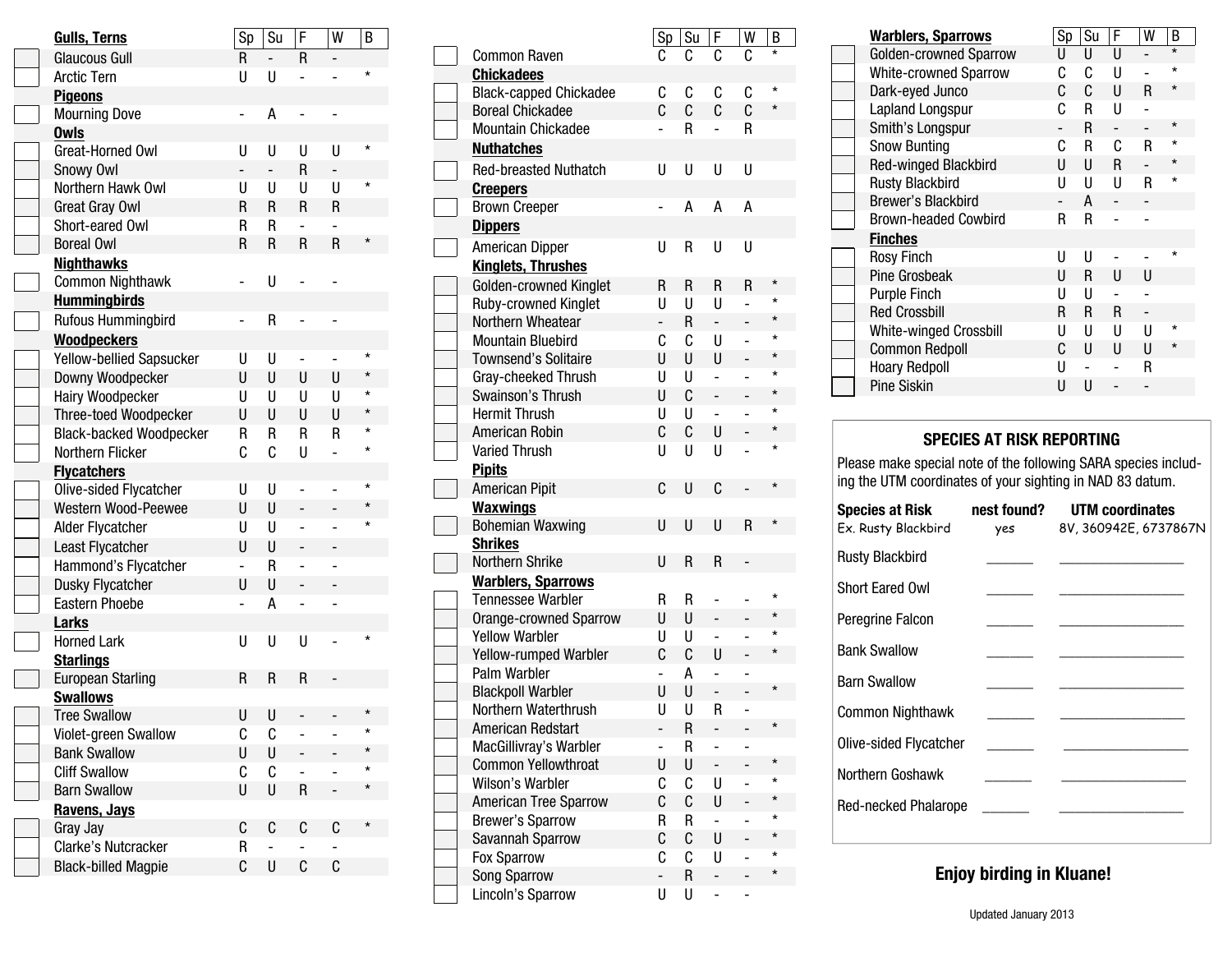| | Sp | Su | F | W | B |
|---|---|---|---|---|---|
| **Gulls, Terns** | | | | | |
| Glaucous Gull | R | - | R | - | |
| Arctic Tern | U | U | - | - | * |
| **Pigeons** | | | | | |
| Mourning Dove | - | A | - | - | |
| **Owls** | | | | | |
| Great-Horned Owl | U | U | U | U | * |
| Snowy Owl | - | - | R | - | |
| Northern Hawk Owl | U | U | U | U | * |
| Great Gray Owl | R | R | R | R | |
| Short-eared Owl | R | R | - | - | |
| Boreal Owl | R | R | R | R | * |
| **Nighthawks** | | | | | |
| Common Nighthawk | - | U | - | - | |
| **Hummingbirds** | | | | | |
| Rufous Hummingbird | - | R | - | - | |
| **Woodpeckers** | | | | | |
| Yellow-bellied Sapsucker | U | U | - | - | * |
| Downy Woodpecker | U | U | U | U | * |
| Hairy Woodpecker | U | U | U | U | * |
| Three-toed Woodpecker | U | U | U | U | * |
| Black-backed Woodpecker | R | R | R | R | * |
| Northern Flicker | C | C | U | - | * |
| **Flycatchers** | | | | | |
| Olive-sided Flycatcher | U | U | - | - | * |
| Western Wood-Peewee | U | U | - | - | * |
| Alder Flycatcher | U | U | - | - | * |
| Least Flycatcher | U | U | - | - | |
| Hammond's Flycatcher | - | R | - | - | |
| Dusky Flycatcher | U | U | - | - | |
| Eastern Phoebe | - | A | - | - | |
| **Larks** | | | | | |
| Horned Lark | U | U | U | - | * |
| **Starlings** | | | | | |
| European Starling | R | R | R | - | |
| **Swallows** | | | | | |
| Tree Swallow | U | U | - | - | * |
| Violet-green Swallow | C | C | - | - | * |
| Bank Swallow | U | U | - | - | * |
| Cliff Swallow | C | C | - | - | * |
| Barn Swallow | U | U | R | - | * |
| **Ravens, Jays** | | | | | |
| Gray Jay | C | C | C | C | * |
| Clarke's Nutcracker | R | - | - | - | |
| Black-billed Magpie | C | U | C | C | |

| | Sp | Su | F | W | B |
|---|---|---|---|---|---|
| Common Raven | C | C | C | C | * |
| **Chickadees** | | | | | |
| Black-capped Chickadee | C | C | C | C | * |
| Boreal Chickadee | C | C | C | C | * |
| Mountain Chickadee | - | R | - | R | |
| **Nuthatches** | | | | | |
| Red-breasted Nuthatch | U | U | U | U | |
| **Creepers** | | | | | |
| Brown Creeper | - | A | A | A | |
| **Dippers** | | | | | |
| American Dipper | U | R | U | U | |
| **Kinglets, Thrushes** | | | | | |
| Golden-crowned Kinglet | R | R | R | R | * |
| Ruby-crowned Kinglet | U | U | U | - | * |
| Northern Wheatear | - | R | - | - | * |
| Mountain Bluebird | C | C | U | - | * |
| Townsend's Solitaire | U | U | U | - | * |
| Gray-cheeked Thrush | U | U | - | - | * |
| Swainson's Thrush | U | C | - | - | * |
| Hermit Thrush | U | U | - | - | * |
| American Robin | C | C | U | - | * |
| Varied Thrush | U | U | U | - | * |
| **Pipits** | | | | | |
| American Pipit | C | U | C | - | * |
| **Waxwings** | | | | | |
| Bohemian Waxwing | U | U | U | R | * |
| **Shrikes** | | | | | |
| Northern Shrike | U | R | R | - | |
| **Warblers, Sparrows** | | | | | |
| Tennessee Warbler | R | R | - | - | * |
| Orange-crowned Sparrow | U | U | - | - | * |
| Yellow Warbler | U | U | - | - | * |
| Yellow-rumped Warbler | C | C | U | - | * |
| Palm Warbler | - | A | - | - | |
| Blackpoll Warbler | U | U | - | - | * |
| Northern Waterthrush | U | U | R | - | |
| American Redstart | - | R | - | - | * |
| MacGillivray's Warbler | - | R | - | - | |
| Common Yellowthroat | U | U | - | - | * |
| Wilson's Warbler | C | C | U | - | * |
| American Tree Sparrow | C | C | U | - | * |
| Brewer's Sparrow | R | R | - | - | * |
| Savannah Sparrow | C | C | U | - | * |
| Fox Sparrow | C | C | U | - | * |
| Song Sparrow | - | R | - | - | * |
| Lincoln's Sparrow | U | U | - | - | |

| | Sp | Su | F | W | B |
|---|---|---|---|---|---|
| **Warblers, Sparrows** | | | | | |
| Golden-crowned Sparrow | U | U | U | - | * |
| White-crowned Sparrow | C | C | U | - | * |
| Dark-eyed Junco | C | C | U | R | * |
| Lapland Longspur | C | R | U | - | |
| Smith's Longspur | - | R | - | - | * |
| Snow Bunting | C | R | C | R | * |
| Red-winged Blackbird | U | U | R | - | * |
| Rusty Blackbird | U | U | U | R | * |
| Brewer's Blackbird | - | A | - | - | |
| Brown-headed Cowbird | R | R | - | - | |
| **Finches** | | | | | |
| Rosy Finch | U | U | - | - | * |
| Pine Grosbeak | U | R | U | U | |
| Purple Finch | U | U | - | - | |
| Red Crossbill | R | R | R | - | |
| White-winged Crossbill | U | U | U | U | * |
| Common Redpoll | C | U | U | U | * |
| Hoary Redpoll | U | - | - | R | |
| Pine Siskin | U | U | - | - | |

## SPECIES AT RISK REPORTING

Please make special note of the following SARA species including the UTM coordinates of your sighting in NAD 83 datum.

| Species at Risk | nest found? | UTM coordinates |
|---|---|---|
| Ex. Rusty Blackbird | yes | 8V, 360942E, 6737867N |
| Rusty Blackbird | ______ | ______________ |
| Short Eared Owl | ______ | ______________ |
| Peregrine Falcon | ______ | ______________ |
| Bank Swallow | ______ | ______________ |
| Barn Swallow | ______ | ______________ |
| Common Nighthawk | ______ | ______________ |
| Olive-sided Flycatcher | ______ | ______________ |
| Northern Goshawk | ______ | ______________ |
| Red-necked Phalarope | ______ | ______________ |

## Enjoy birding in Kluane!

Updated January 2013